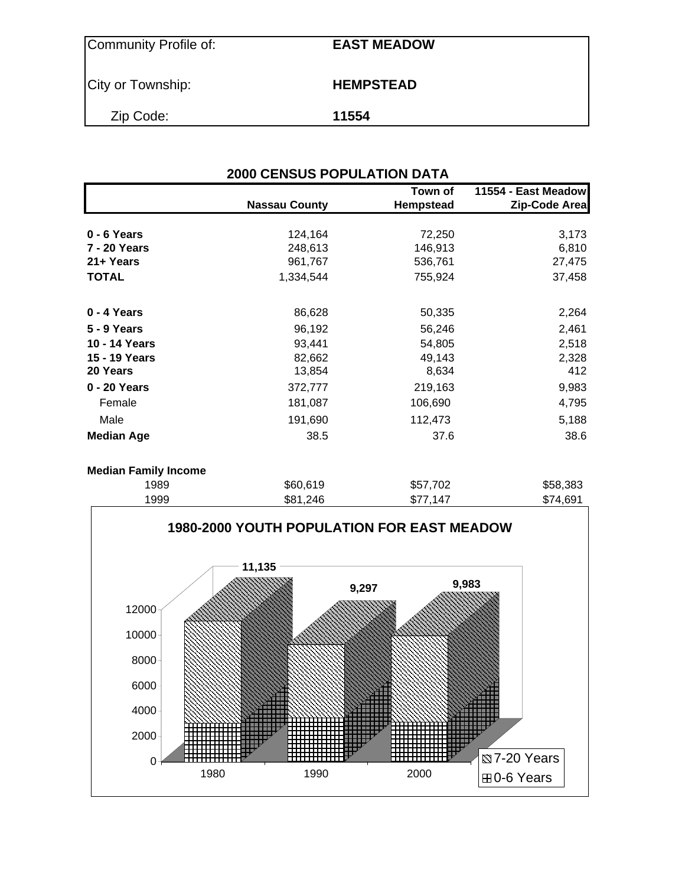| Community Profile of: | EAST MEADOW |
|---|---|
| City or Township: | HEMPSTEAD |
| Zip Code: | 11554 |

## 2000 CENSUS POPULATION DATA

| | Nassau County | Town of Hempstead | 11554 - East Meadow Zip-Code Area |
|---|---|---|---|
| **0 - 6 Years** | 124,164 | 72,250 | 3,173 |
| **7 - 20 Years** | 248,613 | 146,913 | 6,810 |
| **21+ Years** | 961,767 | 536,761 | 27,475 |
| **TOTAL** | 1,334,544 | 755,924 | 37,458 |
| | | | |
| **0 - 4 Years** | 86,628 | 50,335 | 2,264 |
| **5 - 9 Years** | 96,192 | 56,246 | 2,461 |
| **10 - 14 Years** | 93,441 | 54,805 | 2,518 |
| **15 - 19 Years** | 82,662 | 49,143 | 2,328 |
| **20 Years** | 13,854 | 8,634 | 412 |
| **0 - 20 Years** | 372,777 | 219,163 | 9,983 |
| Female | 181,087 | 106,690 | 4,795 |
| Male | 191,690 | 112,473 | 5,188 |
| **Median Age** | 38.5 | 37.6 | 38.6 |
| | | | |
| **Median Family Income** | | | |
| 1989 | $60,619 | $57,702 | $58,383 |
| 1999 | $81,246 | $77,147 | $74,691 |

## 1980-2000 YOUTH POPULATION FOR EAST MEADOW

| Year | Total (0-20 Years) |
|---|---|
| 1980 | 11,135 |
| 1990 | 9,297 |
| 2000 | 9,983 |

Legend: 7-20 Years; 0-6 Years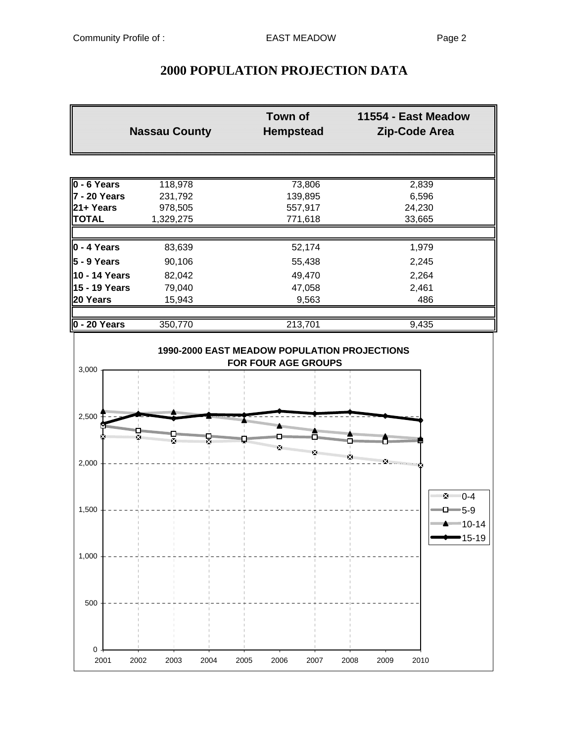# 2000 POPULATION PROJECTION DATA

| | Nassau County | Town of Hempstead | 11554 - East Meadow Zip-Code Area |
|---|---|---|---|
| **0 - 6 Years** | 118,978 | 73,806 | 2,839 |
| **7 - 20 Years** | 231,792 | 139,895 | 6,596 |
| **21+ Years** | 978,505 | 557,917 | 24,230 |
| **TOTAL** | 1,329,275 | 771,618 | 33,665 |
| | | | |
| **0 - 4 Years** | 83,639 | 52,174 | 1,979 |
| **5 - 9 Years** | 90,106 | 55,438 | 2,245 |
| **10 - 14 Years** | 82,042 | 49,470 | 2,264 |
| **15 - 19 Years** | 79,040 | 47,058 | 2,461 |
| **20 Years** | 15,943 | 9,563 | 486 |
| | | | |
| **0 - 20 Years** | 350,770 | 213,701 | 9,435 |

**1990-2000 EAST MEADOW POPULATION PROJECTIONS FOR FOUR AGE GROUPS**

Legend: 0-4, 5-9, 10-14, 15-19

Y-axis: 0, 500, 1,000, 1,500, 2,000, 2,500, 3,000

X-axis: 2001, 2002, 2003, 2004, 2005, 2006, 2007, 2008, 2009, 2010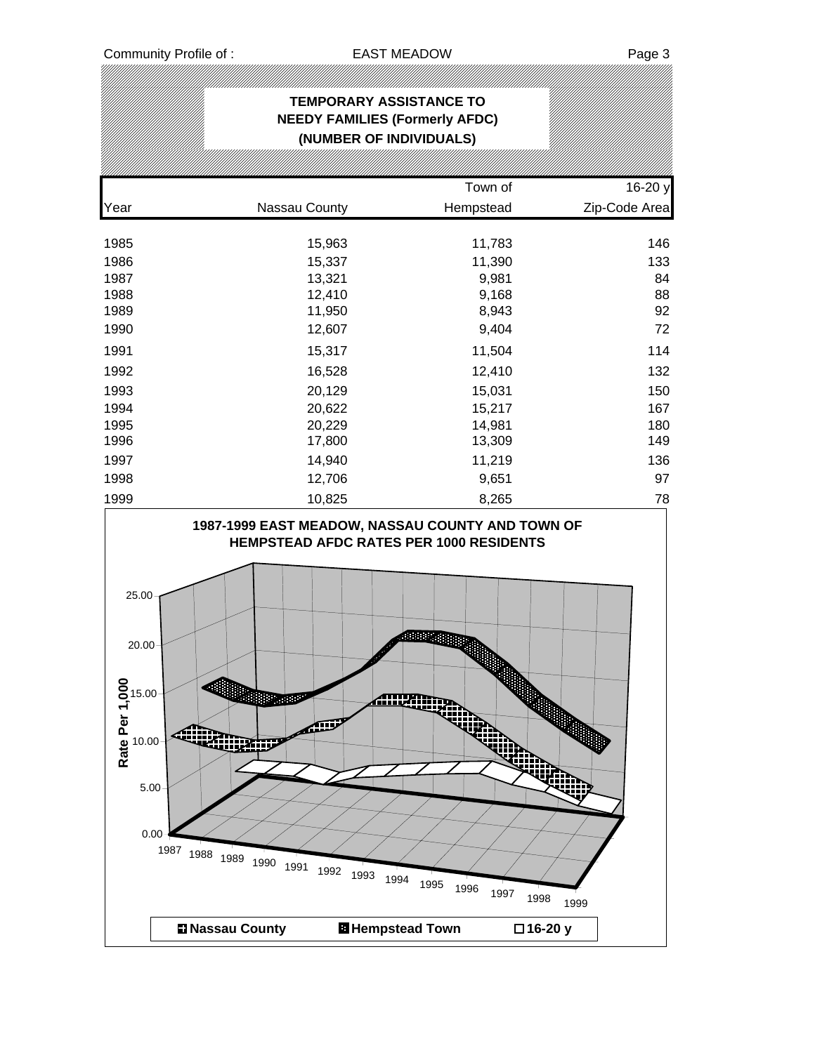# TEMPORARY ASSISTANCE TO NEEDY FAMILIES (Formerly AFDC) (NUMBER OF INDIVIDUALS)

| Year | Nassau County | Town of Hempstead | 16-20 y Zip-Code Area |
|---|---|---|---|
| 1985 | 15,963 | 11,783 | 146 |
| 1986 | 15,337 | 11,390 | 133 |
| 1987 | 13,321 | 9,981 | 84 |
| 1988 | 12,410 | 9,168 | 88 |
| 1989 | 11,950 | 8,943 | 92 |
| 1990 | 12,607 | 9,404 | 72 |
| 1991 | 15,317 | 11,504 | 114 |
| 1992 | 16,528 | 12,410 | 132 |
| 1993 | 20,129 | 15,031 | 150 |
| 1994 | 20,622 | 15,217 | 167 |
| 1995 | 20,229 | 14,981 | 180 |
| 1996 | 17,800 | 13,309 | 149 |
| 1997 | 14,940 | 11,219 | 136 |
| 1998 | 12,706 | 9,651 | 97 |
| 1999 | 10,825 | 8,265 | 78 |

**1987-1999 EAST MEADOW, NASSAU COUNTY AND TOWN OF HEMPSTEAD AFDC RATES PER 1000 RESIDENTS**

Rate Per 1,000: 0.00, 5.00, 10.00, 15.00, 20.00, 25.00

Years: 1987, 1988, 1989, 1990, 1991, 1992, 1993, 1994, 1995, 1996, 1997, 1998, 1999

Legend: Nassau County, Hempstead Town, 16-20 y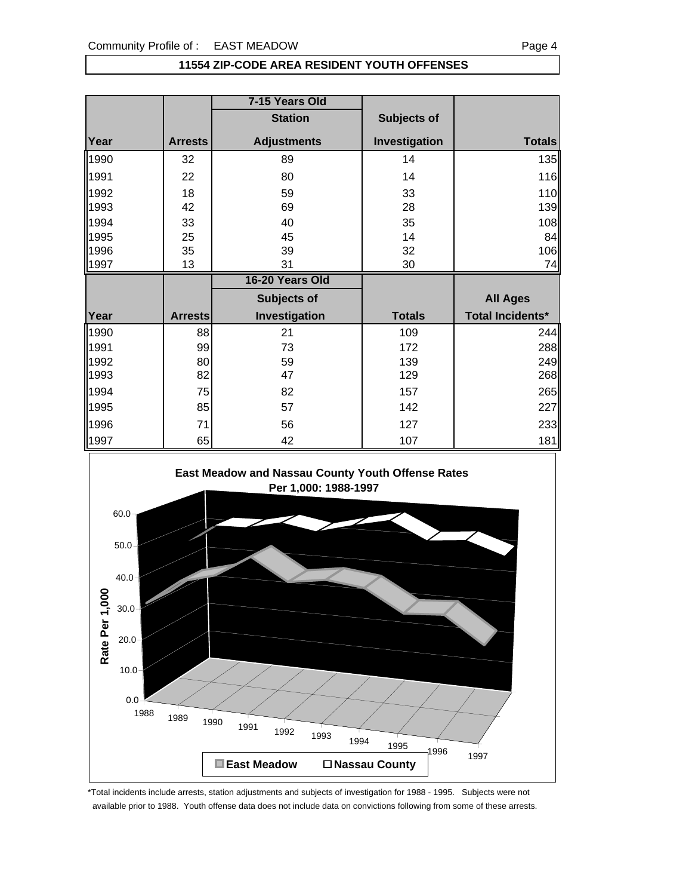## 11554 ZIP-CODE AREA RESIDENT YOUTH OFFENSES

| | | 7-15 Years Old | | |
|---|---|---|---|---|
| | | Station | Subjects of | |
| Year | Arrests | Adjustments | Investigation | Totals |
| 1990 | 32 | 89 | 14 | 135 |
| 1991 | 22 | 80 | 14 | 116 |
| 1992 | 18 | 59 | 33 | 110 |
| 1993 | 42 | 69 | 28 | 139 |
| 1994 | 33 | 40 | 35 | 108 |
| 1995 | 25 | 45 | 14 | 84 |
| 1996 | 35 | 39 | 32 | 106 |
| 1997 | 13 | 31 | 30 | 74 |

| | | 16-20 Years Old | | |
|---|---|---|---|---|
| | | Subjects of | | All Ages |
| Year | Arrests | Investigation | Totals | Total Incidents* |
| 1990 | 88 | 21 | 109 | 244 |
| 1991 | 99 | 73 | 172 | 288 |
| 1992 | 80 | 59 | 139 | 249 |
| 1993 | 82 | 47 | 129 | 268 |
| 1994 | 75 | 82 | 157 | 265 |
| 1995 | 85 | 57 | 142 | 227 |
| 1996 | 71 | 56 | 127 | 233 |
| 1997 | 65 | 42 | 107 | 181 |

East Meadow and Nassau County Youth Offense Rates Per 1,000: 1988-1997

*Total incidents include arrests, station adjustments and subjects of investigation for 1988 - 1995. Subjects were not available prior to 1988. Youth offense data does not include data on convictions following from some of these arrests.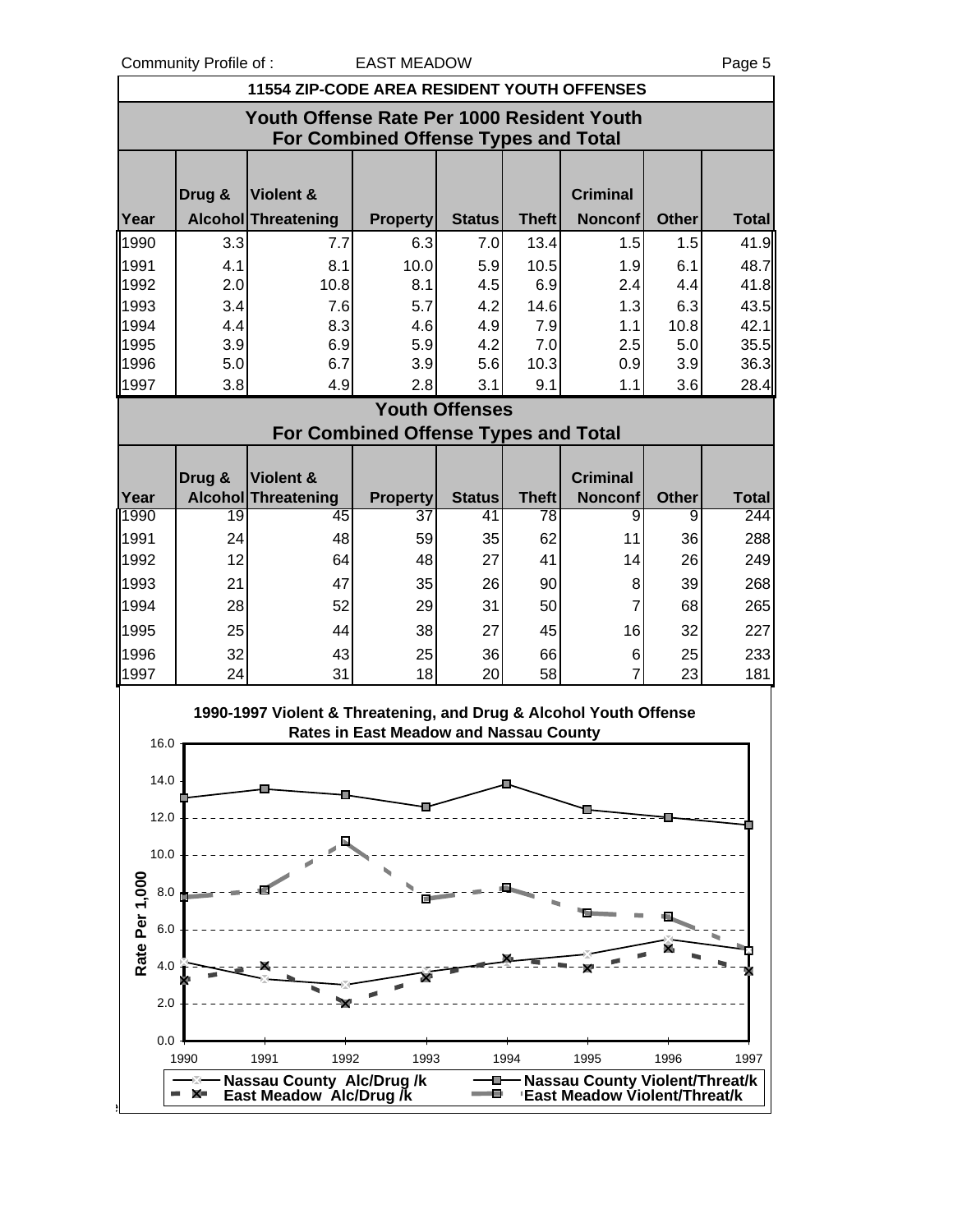## 11554 ZIP-CODE AREA RESIDENT YOUTH OFFENSES

### Youth Offense Rate Per 1000 Resident Youth For Combined Offense Types and Total

| Year | Drug & Alcohol | Violent & Threatening | Property | Status | Theft | Criminal Nonconf | Other | Total |
|---|---|---|---|---|---|---|---|---|
| 1990 | 3.3 | 7.7 | 6.3 | 7.0 | 13.4 | 1.5 | 1.5 | 41.9 |
| 1991 | 4.1 | 8.1 | 10.0 | 5.9 | 10.5 | 1.9 | 6.1 | 48.7 |
| 1992 | 2.0 | 10.8 | 8.1 | 4.5 | 6.9 | 2.4 | 4.4 | 41.8 |
| 1993 | 3.4 | 7.6 | 5.7 | 4.2 | 14.6 | 1.3 | 6.3 | 43.5 |
| 1994 | 4.4 | 8.3 | 4.6 | 4.9 | 7.9 | 1.1 | 10.8 | 42.1 |
| 1995 | 3.9 | 6.9 | 5.9 | 4.2 | 7.0 | 2.5 | 5.0 | 35.5 |
| 1996 | 5.0 | 6.7 | 3.9 | 5.6 | 10.3 | 0.9 | 3.9 | 36.3 |
| 1997 | 3.8 | 4.9 | 2.8 | 3.1 | 9.1 | 1.1 | 3.6 | 28.4 |

### Youth Offenses For Combined Offense Types and Total

| Year | Drug & Alcohol | Violent & Threatening | Property | Status | Theft | Criminal Nonconf | Other | Total |
|---|---|---|---|---|---|---|---|---|
| 1990 | 19 | 45 | 37 | 41 | 78 | 9 | 9 | 244 |
| 1991 | 24 | 48 | 59 | 35 | 62 | 11 | 36 | 288 |
| 1992 | 12 | 64 | 48 | 27 | 41 | 14 | 26 | 249 |
| 1993 | 21 | 47 | 35 | 26 | 90 | 8 | 39 | 268 |
| 1994 | 28 | 52 | 29 | 31 | 50 | 7 | 68 | 265 |
| 1995 | 25 | 44 | 38 | 27 | 45 | 16 | 32 | 227 |
| 1996 | 32 | 43 | 25 | 36 | 66 | 6 | 25 | 233 |
| 1997 | 24 | 31 | 18 | 20 | 58 | 7 | 23 | 181 |

1990-1997 Violent & Threatening, and Drug & Alcohol Youth Offense Rates in East Meadow and Nassau County

Rate Per 1,000

Legend: Nassau County Alc/Drug /k; East Meadow Alc/Drug /k; Nassau County Violent/Threat/k; East Meadow Violent/Threat/k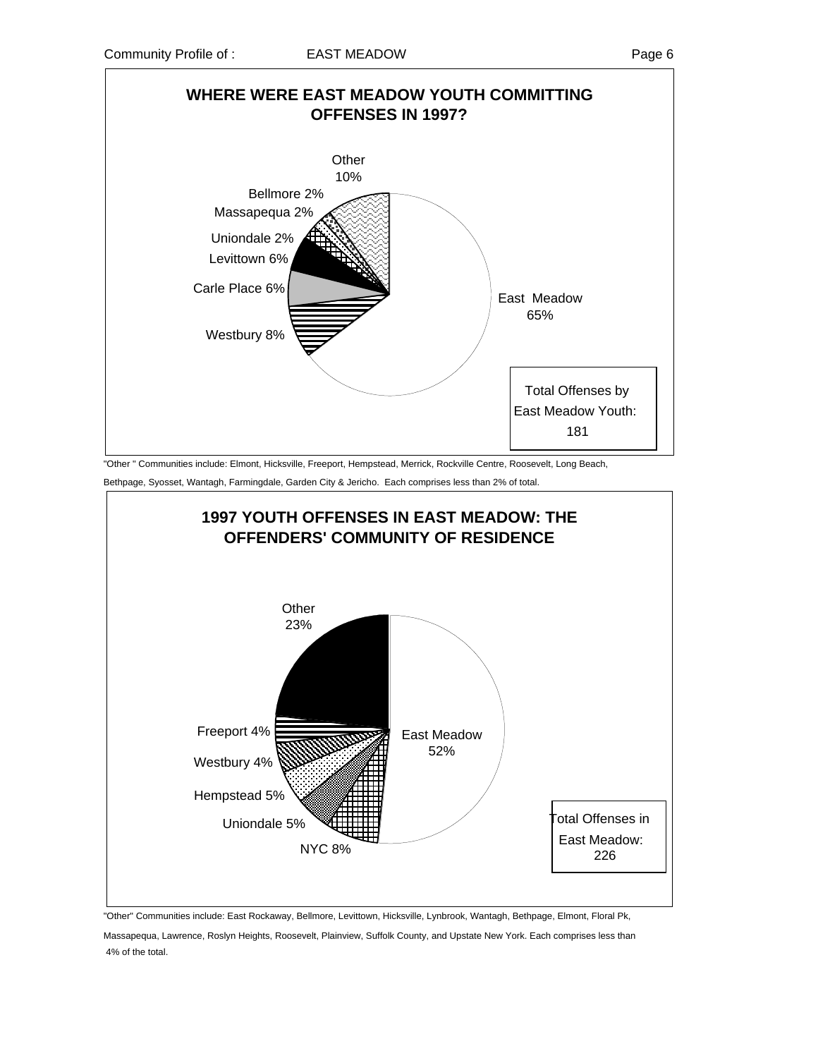## WHERE WERE EAST MEADOW YOUTH COMMITTING OFFENSES IN 1997?

| Community | Percent |
|---|---|
| East Meadow | 65% |
| Westbury | 8% |
| Carle Place | 6% |
| Levittown | 6% |
| Uniondale | 2% |
| Massapequa | 2% |
| Bellmore | 2% |
| Other | 10% |

Total Offenses by East Meadow Youth: 181

"Other " Communities include: Elmont, Hicksville, Freeport, Hempstead, Merrick, Rockville Centre, Roosevelt, Long Beach, Bethpage, Syosset, Wantagh, Farmingdale, Garden City & Jericho. Each comprises less than 2% of total.

## 1997 YOUTH OFFENSES IN EAST MEADOW: THE OFFENDERS' COMMUNITY OF RESIDENCE

| Community | Percent |
|---|---|
| East Meadow | 52% |
| NYC | 8% |
| Uniondale | 5% |
| Hempstead | 5% |
| Westbury | 4% |
| Freeport | 4% |
| Other | 23% |

Total Offenses in East Meadow: 226

"Other" Communities include: East Rockaway, Bellmore, Levittown, Hicksville, Lynbrook, Wantagh, Bethpage, Elmont, Floral Pk, Massapequa, Lawrence, Roslyn Heights, Roosevelt, Plainview, Suffolk County, and Upstate New York. Each comprises less than 4% of the total.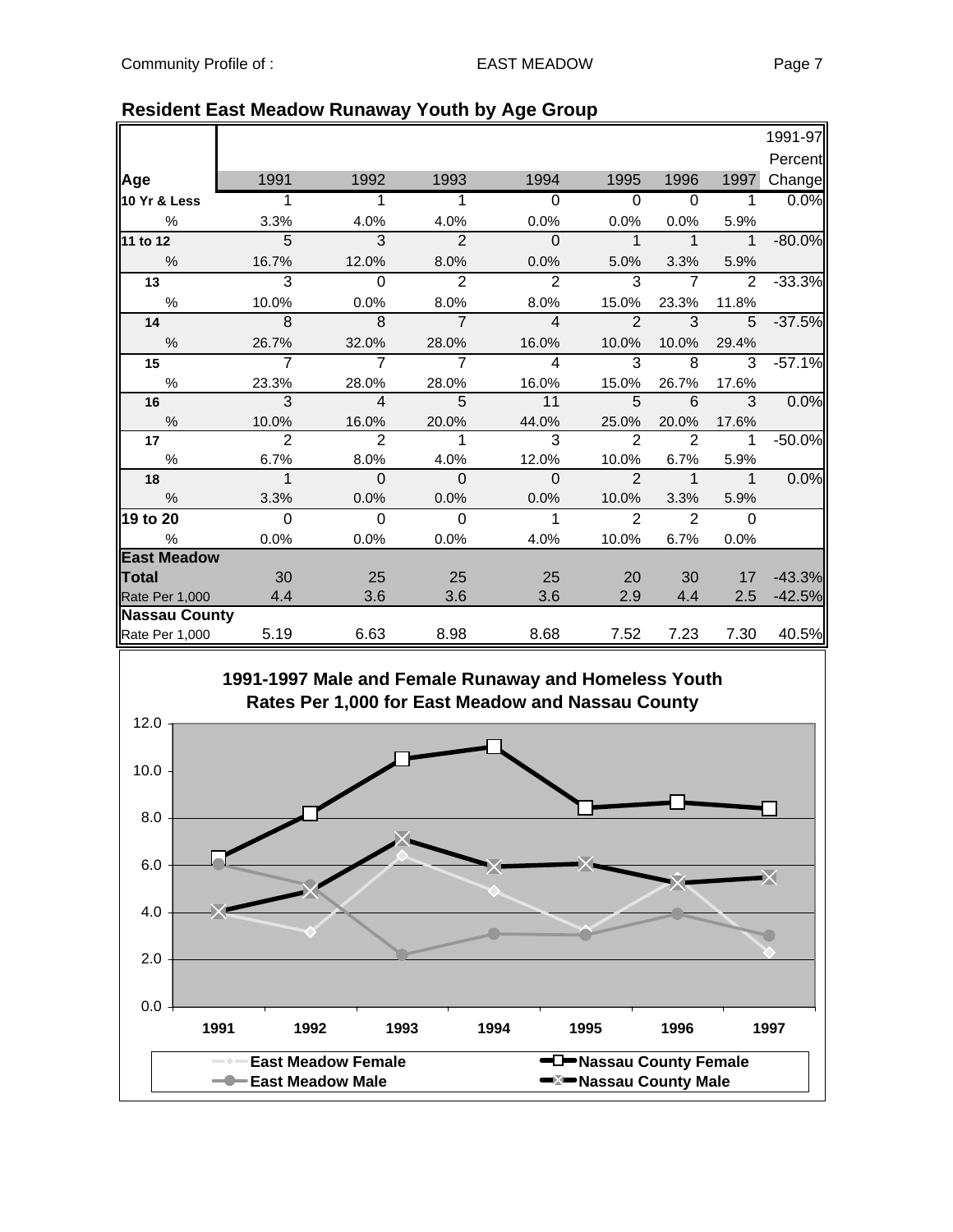## Resident East Meadow Runaway Youth by Age Group

| Age | 1991 | 1992 | 1993 | 1994 | 1995 | 1996 | 1997 | 1991-97 Percent Change |
|---|---|---|---|---|---|---|---|---|
| **10 Yr & Less** | 1 | 1 | 1 | 0 | 0 | 0 | 1 | 0.0% |
| % | 3.3% | 4.0% | 4.0% | 0.0% | 0.0% | 0.0% | 5.9% | |
| **11 to 12** | 5 | 3 | 2 | 0 | 1 | 1 | 1 | -80.0% |
| % | 16.7% | 12.0% | 8.0% | 0.0% | 5.0% | 3.3% | 5.9% | |
| **13** | 3 | 0 | 2 | 2 | 3 | 7 | 2 | -33.3% |
| % | 10.0% | 0.0% | 8.0% | 8.0% | 15.0% | 23.3% | 11.8% | |
| **14** | 8 | 8 | 7 | 4 | 2 | 3 | 5 | -37.5% |
| % | 26.7% | 32.0% | 28.0% | 16.0% | 10.0% | 10.0% | 29.4% | |
| **15** | 7 | 7 | 7 | 4 | 3 | 8 | 3 | -57.1% |
| % | 23.3% | 28.0% | 28.0% | 16.0% | 15.0% | 26.7% | 17.6% | |
| **16** | 3 | 4 | 5 | 11 | 5 | 6 | 3 | 0.0% |
| % | 10.0% | 16.0% | 20.0% | 44.0% | 25.0% | 20.0% | 17.6% | |
| **17** | 2 | 2 | 1 | 3 | 2 | 2 | 1 | -50.0% |
| % | 6.7% | 8.0% | 4.0% | 12.0% | 10.0% | 6.7% | 5.9% | |
| **18** | 1 | 0 | 0 | 0 | 2 | 1 | 1 | 0.0% |
| % | 3.3% | 0.0% | 0.0% | 0.0% | 10.0% | 3.3% | 5.9% | |
| **19 to 20** | 0 | 0 | 0 | 1 | 2 | 2 | 0 | |
| % | 0.0% | 0.0% | 0.0% | 4.0% | 10.0% | 6.7% | 0.0% | |
| **East Meadow Total** | 30 | 25 | 25 | 25 | 20 | 30 | 17 | -43.3% |
| Rate Per 1,000 | 4.4 | 3.6 | 3.6 | 3.6 | 2.9 | 4.4 | 2.5 | -42.5% |
| **Nassau County** | | | | | | | | |
| Rate Per 1,000 | 5.19 | 6.63 | 8.98 | 8.68 | 7.52 | 7.23 | 7.30 | 40.5% |

**1991-1997 Male and Female Runaway and Homeless Youth Rates Per 1,000 for East Meadow and Nassau County**

Legend: East Meadow Female; East Meadow Male; Nassau County Female; Nassau County Male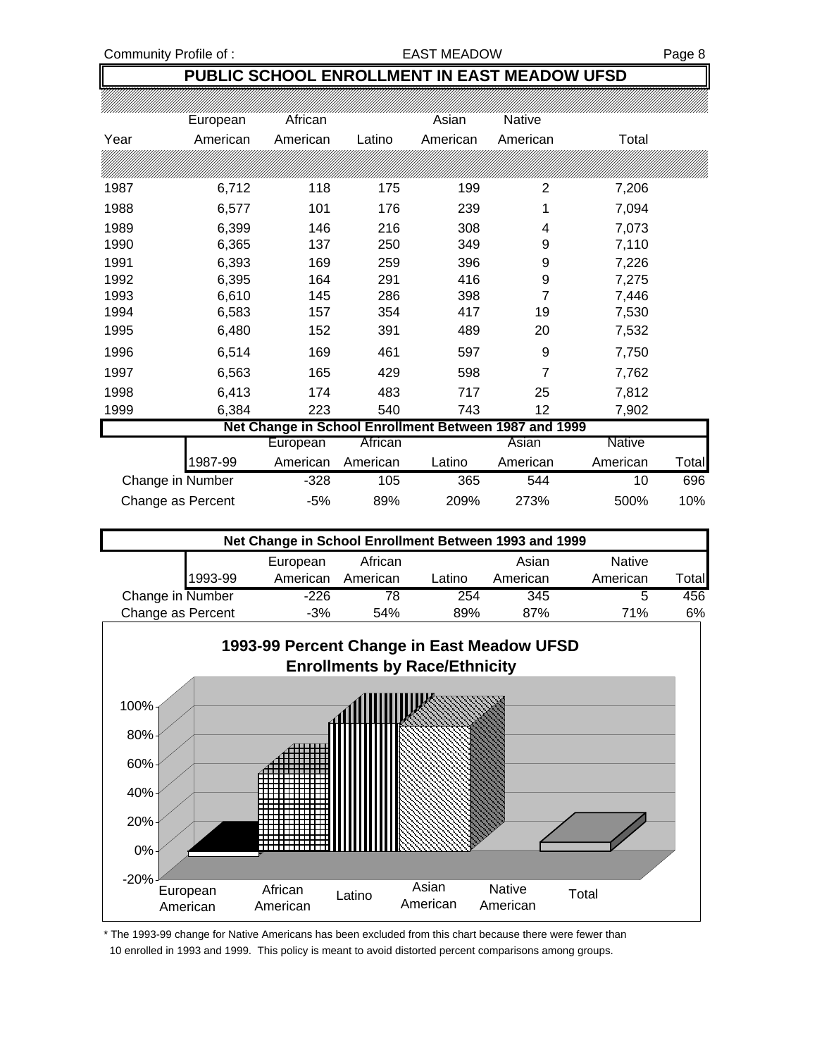## PUBLIC SCHOOL ENROLLMENT IN EAST MEADOW UFSD

| Year | European American | African American | Latino | Asian American | Native American | Total |
|---|---|---|---|---|---|---|
| 1987 | 6,712 | 118 | 175 | 199 | 2 | 7,206 |
| 1988 | 6,577 | 101 | 176 | 239 | 1 | 7,094 |
| 1989 | 6,399 | 146 | 216 | 308 | 4 | 7,073 |
| 1990 | 6,365 | 137 | 250 | 349 | 9 | 7,110 |
| 1991 | 6,393 | 169 | 259 | 396 | 9 | 7,226 |
| 1992 | 6,395 | 164 | 291 | 416 | 9 | 7,275 |
| 1993 | 6,610 | 145 | 286 | 398 | 7 | 7,446 |
| 1994 | 6,583 | 157 | 354 | 417 | 19 | 7,530 |
| 1995 | 6,480 | 152 | 391 | 489 | 20 | 7,532 |
| 1996 | 6,514 | 169 | 461 | 597 | 9 | 7,750 |
| 1997 | 6,563 | 165 | 429 | 598 | 7 | 7,762 |
| 1998 | 6,413 | 174 | 483 | 717 | 25 | 7,812 |
| 1999 | 6,384 | 223 | 540 | 743 | 12 | 7,902 |

**Net Change in School Enrollment Between 1987 and 1999**

| 1987-99 | European American | African American | Latino | Asian American | Native American | Total |
|---|---|---|---|---|---|---|
| Change in Number | -328 | 105 | 365 | 544 | 10 | 696 |
| Change as Percent | -5% | 89% | 209% | 273% | 500% | 10% |

**Net Change in School Enrollment Between 1993 and 1999**

| 1993-99 | European American | African American | Latino | Asian American | Native American | Total |
|---|---|---|---|---|---|---|
| Change in Number | -226 | 78 | 254 | 345 | 5 | 456 |
| Change as Percent | -3% | 54% | 89% | 87% | 71% | 6% |

**1993-99 Percent Change in East Meadow UFSD Enrollments by Race/Ethnicity**

\* The 1993-99 change for Native Americans has been excluded from this chart because there were fewer than 10 enrolled in 1993 and 1999. This policy is meant to avoid distorted percent comparisons among groups.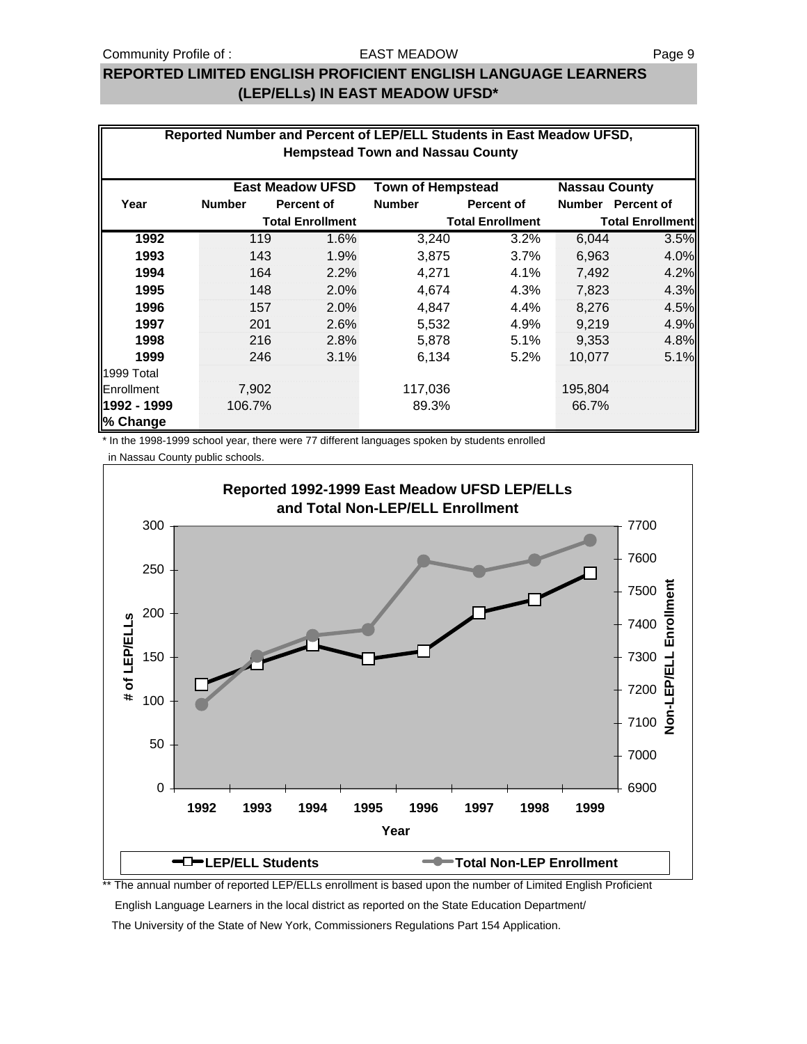## REPORTED LIMITED ENGLISH PROFICIENT ENGLISH LANGUAGE LEARNERS (LEP/ELLs) IN EAST MEADOW UFSD*

**Reported Number and Percent of LEP/ELL Students in East Meadow UFSD, Hempstead Town and Nassau County**

| Year | East Meadow UFSD | | Town of Hempstead | | Nassau County | |
|---|---|---|---|---|---|---|
| | Number | Percent of Total Enrollment | Number | Percent of Total Enrollment | Number | Percent of Total Enrollment |
| **1992** | 119 | 1.6% | 3,240 | 3.2% | 6,044 | 3.5% |
| **1993** | 143 | 1.9% | 3,875 | 3.7% | 6,963 | 4.0% |
| **1994** | 164 | 2.2% | 4,271 | 4.1% | 7,492 | 4.2% |
| **1995** | 148 | 2.0% | 4,674 | 4.3% | 7,823 | 4.3% |
| **1996** | 157 | 2.0% | 4,847 | 4.4% | 8,276 | 4.5% |
| **1997** | 201 | 2.6% | 5,532 | 4.9% | 9,219 | 4.9% |
| **1998** | 216 | 2.8% | 5,878 | 5.1% | 9,353 | 4.8% |
| **1999** | 246 | 3.1% | 6,134 | 5.2% | 10,077 | 5.1% |
| 1999 Total Enrollment | 7,902 | | 117,036 | | 195,804 | |
| **1992 - 1999 % Change** | 106.7% | | 89.3% | | 66.7% | |

\* In the 1998-1999 school year, there were 77 different languages spoken by students enrolled in Nassau County public schools.

**Reported 1992-1999 East Meadow UFSD LEP/ELLs and Total Non-LEP/ELL Enrollment**

\*\* The annual number of reported LEP/ELLs enrollment is based upon the number of Limited English Proficient English Language Learners in the local district as reported on the State Education Department/ The University of the State of New York, Commissioners Regulations Part 154 Application.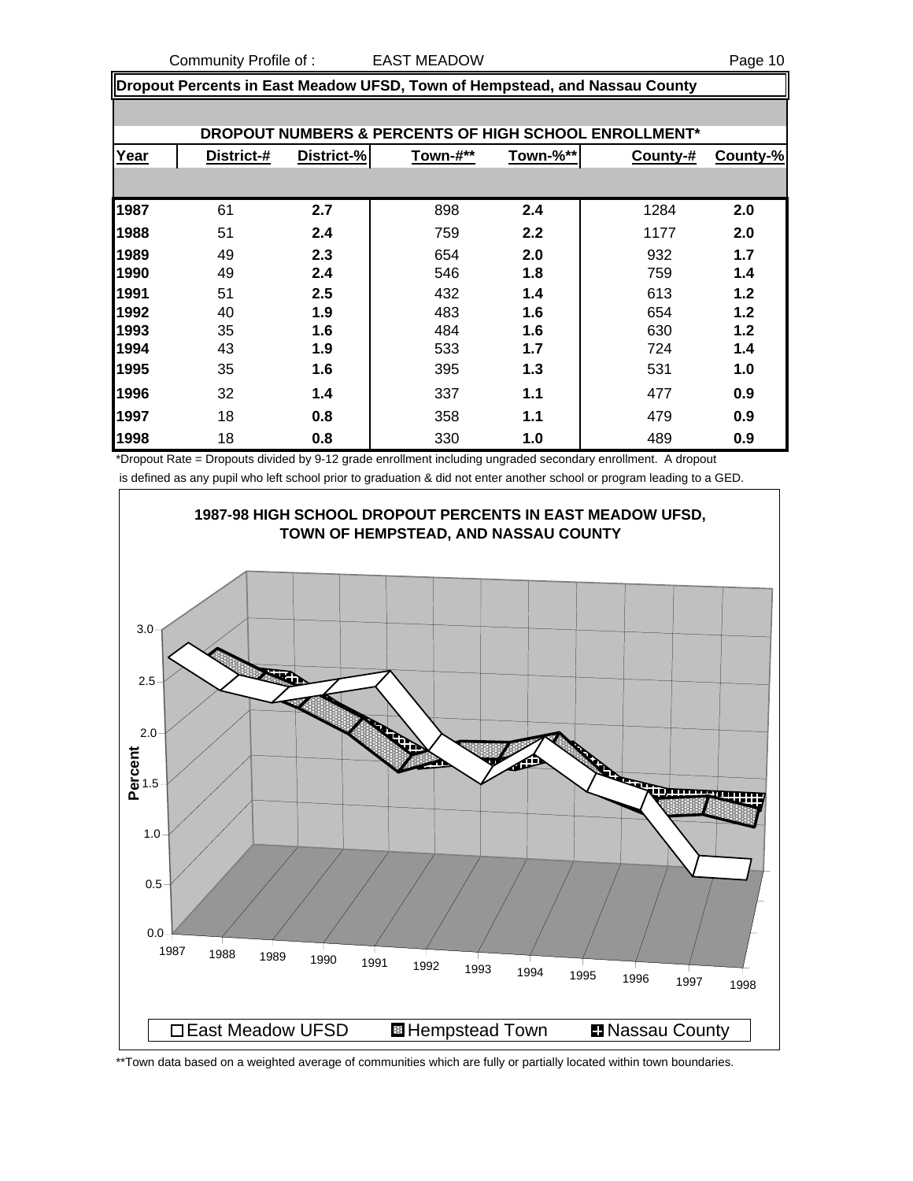## Dropout Percents in East Meadow UFSD, Town of Hempstead, and Nassau County

### DROPOUT NUMBERS & PERCENTS OF HIGH SCHOOL ENROLLMENT*

| Year | District-# | District-% | Town-#** | Town-%** | County-# | County-% |
|---|---|---|---|---|---|---|
| 1987 | 61 | **2.7** | 898 | **2.4** | 1284 | **2.0** |
| 1988 | 51 | **2.4** | 759 | **2.2** | 1177 | **2.0** |
| 1989 | 49 | **2.3** | 654 | **2.0** | 932 | **1.7** |
| 1990 | 49 | **2.4** | 546 | **1.8** | 759 | **1.4** |
| 1991 | 51 | **2.5** | 432 | **1.4** | 613 | **1.2** |
| 1992 | 40 | **1.9** | 483 | **1.6** | 654 | **1.2** |
| 1993 | 35 | **1.6** | 484 | **1.6** | 630 | **1.2** |
| 1994 | 43 | **1.9** | 533 | **1.7** | 724 | **1.4** |
| 1995 | 35 | **1.6** | 395 | **1.3** | 531 | **1.0** |
| 1996 | 32 | **1.4** | 337 | **1.1** | 477 | **0.9** |
| 1997 | 18 | **0.8** | 358 | **1.1** | 479 | **0.9** |
| 1998 | 18 | **0.8** | 330 | **1.0** | 489 | **0.9** |

*Dropout Rate = Dropouts divided by 9-12 grade enrollment including ungraded secondary enrollment. A dropout is defined as any pupil who left school prior to graduation & did not enter another school or program leading to a GED.

**1987-98 HIGH SCHOOL DROPOUT PERCENTS IN EAST MEADOW UFSD, TOWN OF HEMPSTEAD, AND NASSAU COUNTY**

East Meadow UFSD | Hempstead Town | Nassau County

**Town data based on a weighted average of communities which are fully or partially located within town boundaries.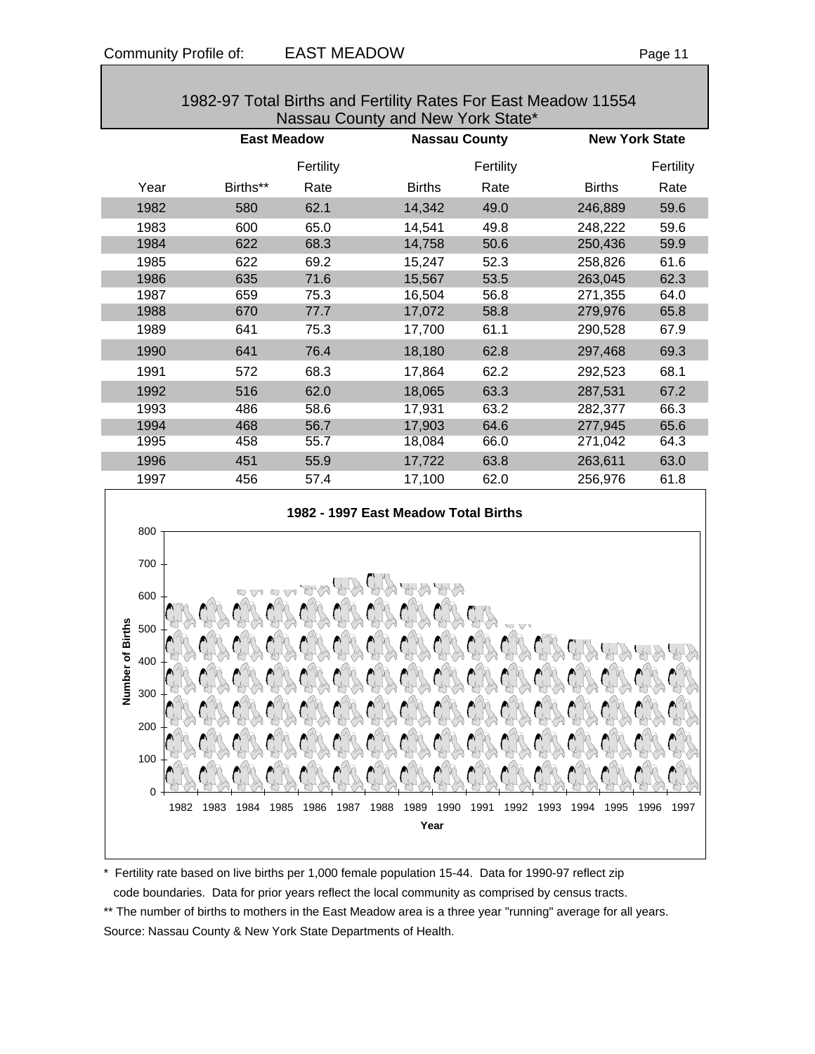## 1982-97 Total Births and Fertility Rates For East Meadow 11554 Nassau County and New York State*

| | East Meadow | | Nassau County | | New York State | |
|---|---|---|---|---|---|---|
| Year | Births** | Fertility Rate | Births | Fertility Rate | Births | Fertility Rate |
| 1982 | 580 | 62.1 | 14,342 | 49.0 | 246,889 | 59.6 |
| 1983 | 600 | 65.0 | 14,541 | 49.8 | 248,222 | 59.6 |
| 1984 | 622 | 68.3 | 14,758 | 50.6 | 250,436 | 59.9 |
| 1985 | 622 | 69.2 | 15,247 | 52.3 | 258,826 | 61.6 |
| 1986 | 635 | 71.6 | 15,567 | 53.5 | 263,045 | 62.3 |
| 1987 | 659 | 75.3 | 16,504 | 56.8 | 271,355 | 64.0 |
| 1988 | 670 | 77.7 | 17,072 | 58.8 | 279,976 | 65.8 |
| 1989 | 641 | 75.3 | 17,700 | 61.1 | 290,528 | 67.9 |
| 1990 | 641 | 76.4 | 18,180 | 62.8 | 297,468 | 69.3 |
| 1991 | 572 | 68.3 | 17,864 | 62.2 | 292,523 | 68.1 |
| 1992 | 516 | 62.0 | 18,065 | 63.3 | 287,531 | 67.2 |
| 1993 | 486 | 58.6 | 17,931 | 63.2 | 282,377 | 66.3 |
| 1994 | 468 | 56.7 | 17,903 | 64.6 | 277,945 | 65.6 |
| 1995 | 458 | 55.7 | 18,084 | 66.0 | 271,042 | 64.3 |
| 1996 | 451 | 55.9 | 17,722 | 63.8 | 263,611 | 63.0 |
| 1997 | 456 | 57.4 | 17,100 | 62.0 | 256,976 | 61.8 |

**1982 - 1997 East Meadow Total Births**

\* Fertility rate based on live births per 1,000 female population 15-44. Data for 1990-97 reflect zip code boundaries. Data for prior years reflect the local community as comprised by census tracts.

** The number of births to mothers in the East Meadow area is a three year "running" average for all years.

Source: Nassau County & New York State Departments of Health.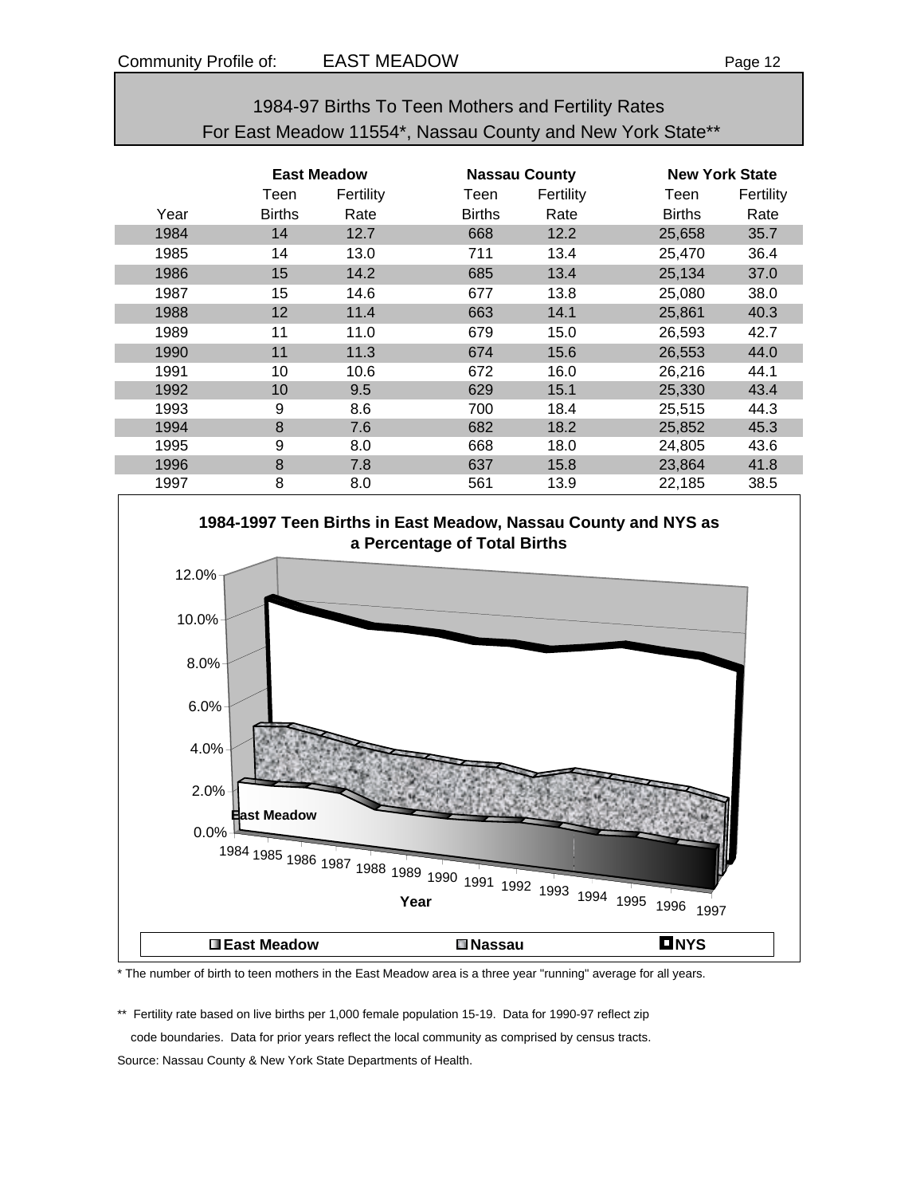Community Profile of: EAST MEADOW

## 1984-97 Births To Teen Mothers and Fertility Rates
## For East Meadow 11554*, Nassau County and New York State**

| | East Meadow | | Nassau County | | New York State | |
|---|---|---|---|---|---|---|
| Year | Teen Births | Fertility Rate | Teen Births | Fertility Rate | Teen Births | Fertility Rate |
| 1984 | 14 | 12.7 | 668 | 12.2 | 25,658 | 35.7 |
| 1985 | 14 | 13.0 | 711 | 13.4 | 25,470 | 36.4 |
| 1986 | 15 | 14.2 | 685 | 13.4 | 25,134 | 37.0 |
| 1987 | 15 | 14.6 | 677 | 13.8 | 25,080 | 38.0 |
| 1988 | 12 | 11.4 | 663 | 14.1 | 25,861 | 40.3 |
| 1989 | 11 | 11.0 | 679 | 15.0 | 26,593 | 42.7 |
| 1990 | 11 | 11.3 | 674 | 15.6 | 26,553 | 44.0 |
| 1991 | 10 | 10.6 | 672 | 16.0 | 26,216 | 44.1 |
| 1992 | 10 | 9.5 | 629 | 15.1 | 25,330 | 43.4 |
| 1993 | 9 | 8.6 | 700 | 18.4 | 25,515 | 44.3 |
| 1994 | 8 | 7.6 | 682 | 18.2 | 25,852 | 45.3 |
| 1995 | 9 | 8.0 | 668 | 18.0 | 24,805 | 43.6 |
| 1996 | 8 | 7.8 | 637 | 15.8 | 23,864 | 41.8 |
| 1997 | 8 | 8.0 | 561 | 13.9 | 22,185 | 38.5 |

**1984-1997 Teen Births in East Meadow, Nassau County and NYS as a Percentage of Total Births**

\* The number of birth to teen mothers in the East Meadow area is a three year "running" average for all years.

\*\* Fertility rate based on live births per 1,000 female population 15-19. Data for 1990-97 reflect zip code boundaries. Data for prior years reflect the local community as comprised by census tracts.

Source: Nassau County & New York State Departments of Health.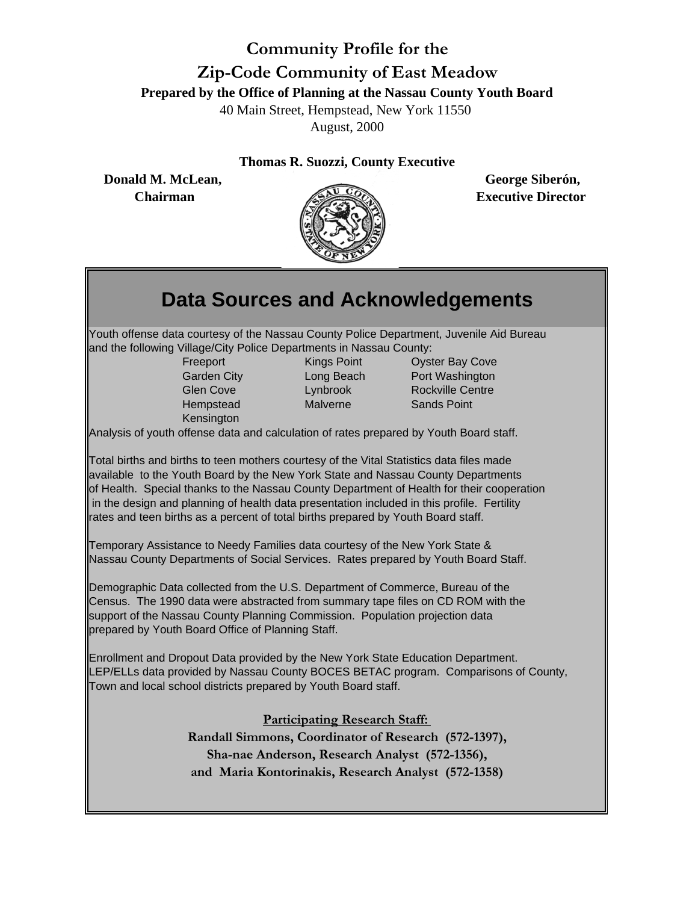# Community Profile for the Zip-Code Community of East Meadow

**Prepared by the Office of Planning at the Nassau County Youth Board**

40 Main Street, Hempstead, New York 11550

August, 2000

**Thomas R. Suozzi, County Executive**

**Donald M. McLean, Chairman**

**George Siberón, Executive Director**

## Data Sources and Acknowledgements

Youth offense data courtesy of the Nassau County Police Department, Juvenile Aid Bureau and the following Village/City Police Departments in Nassau County:

| | | |
|---|---|---|
| Freeport | Kings Point | Oyster Bay Cove |
| Garden City | Long Beach | Port Washington |
| Glen Cove | Lynbrook | Rockville Centre |
| Hempstead | Malverne | Sands Point |
| Kensington | | |

Analysis of youth offense data and calculation of rates prepared by Youth Board staff.

Total births and births to teen mothers courtesy of the Vital Statistics data files made available to the Youth Board by the New York State and Nassau County Departments of Health. Special thanks to the Nassau County Department of Health for their cooperation in the design and planning of health data presentation included in this profile. Fertility rates and teen births as a percent of total births prepared by Youth Board staff.

Temporary Assistance to Needy Families data courtesy of the New York State & Nassau County Departments of Social Services. Rates prepared by Youth Board Staff.

Demographic Data collected from the U.S. Department of Commerce, Bureau of the Census. The 1990 data were abstracted from summary tape files on CD ROM with the support of the Nassau County Planning Commission. Population projection data prepared by Youth Board Office of Planning Staff.

Enrollment and Dropout Data provided by the New York State Education Department. LEP/ELLs data provided by Nassau County BOCES BETAC program. Comparisons of County, Town and local school districts prepared by Youth Board staff.

**Participating Research Staff:**

**Randall Simmons, Coordinator of Research (572-1397),**
**Sha-nae Anderson, Research Analyst (572-1356),**
**and Maria Kontorinakis, Research Analyst (572-1358)**